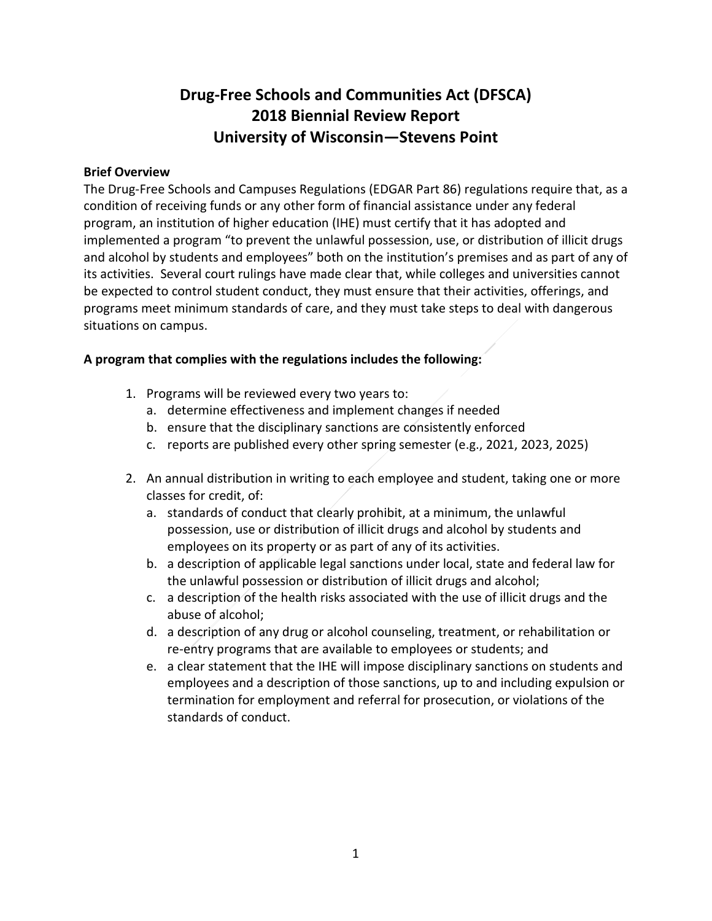# Drug-Free Schools and Communities Act (DFSCA)
# 2018 Biennial Review Report
# University of Wisconsin—Stevens Point

**Brief Overview**

The Drug-Free Schools and Campuses Regulations (EDGAR Part 86) regulations require that, as a condition of receiving funds or any other form of financial assistance under any federal program, an institution of higher education (IHE) must certify that it has adopted and implemented a program "to prevent the unlawful possession, use, or distribution of illicit drugs and alcohol by students and employees" both on the institution's premises and as part of any of its activities. Several court rulings have made clear that, while colleges and universities cannot be expected to control student conduct, they must ensure that their activities, offerings, and programs meet minimum standards of care, and they must take steps to deal with dangerous situations on campus.

**A program that complies with the regulations includes the following:**

1. Programs will be reviewed every two years to:
   a. determine effectiveness and implement changes if needed
   b. ensure that the disciplinary sanctions are consistently enforced
   c. reports are published every other spring semester (e.g., 2021, 2023, 2025)

2. An annual distribution in writing to each employee and student, taking one or more classes for credit, of:
   a. standards of conduct that clearly prohibit, at a minimum, the unlawful possession, use or distribution of illicit drugs and alcohol by students and employees on its property or as part of any of its activities.
   b. a description of applicable legal sanctions under local, state and federal law for the unlawful possession or distribution of illicit drugs and alcohol;
   c. a description of the health risks associated with the use of illicit drugs and the abuse of alcohol;
   d. a description of any drug or alcohol counseling, treatment, or rehabilitation or re-entry programs that are available to employees or students; and
   e. a clear statement that the IHE will impose disciplinary sanctions on students and employees and a description of those sanctions, up to and including expulsion or termination for employment and referral for prosecution, or violations of the standards of conduct.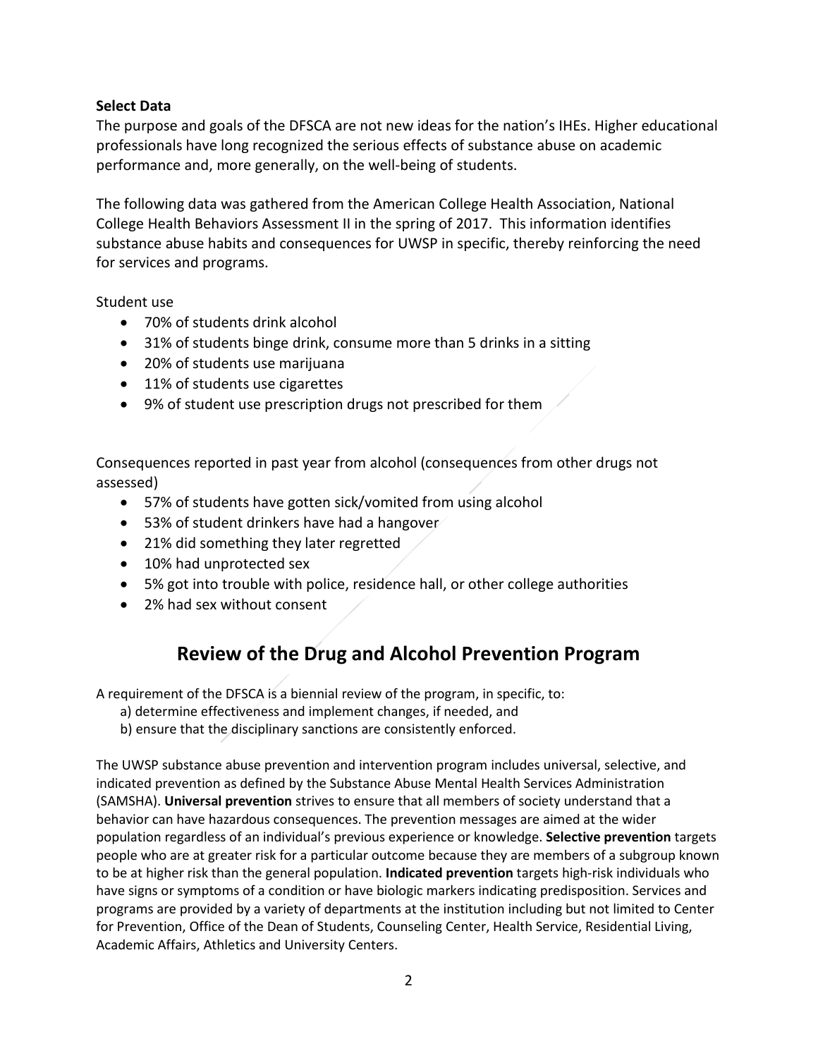**Select Data**

The purpose and goals of the DFSCA are not new ideas for the nation's IHEs. Higher educational professionals have long recognized the serious effects of substance abuse on academic performance and, more generally, on the well-being of students.

The following data was gathered from the American College Health Association, National College Health Behaviors Assessment II in the spring of 2017. This information identifies substance abuse habits and consequences for UWSP in specific, thereby reinforcing the need for services and programs.

Student use

- 70% of students drink alcohol
- 31% of students binge drink, consume more than 5 drinks in a sitting
- 20% of students use marijuana
- 11% of students use cigarettes
- 9% of student use prescription drugs not prescribed for them

Consequences reported in past year from alcohol (consequences from other drugs not assessed)

- 57% of students have gotten sick/vomited from using alcohol
- 53% of student drinkers have had a hangover
- 21% did something they later regretted
- 10% had unprotected sex
- 5% got into trouble with police, residence hall, or other college authorities
- 2% had sex without consent

## Review of the Drug and Alcohol Prevention Program

A requirement of the DFSCA is a biennial review of the program, in specific, to:

a) determine effectiveness and implement changes, if needed, and
b) ensure that the disciplinary sanctions are consistently enforced.

The UWSP substance abuse prevention and intervention program includes universal, selective, and indicated prevention as defined by the Substance Abuse Mental Health Services Administration (SAMSHA). **Universal prevention** strives to ensure that all members of society understand that a behavior can have hazardous consequences. The prevention messages are aimed at the wider population regardless of an individual's previous experience or knowledge. **Selective prevention** targets people who are at greater risk for a particular outcome because they are members of a subgroup known to be at higher risk than the general population. **Indicated prevention** targets high-risk individuals who have signs or symptoms of a condition or have biologic markers indicating predisposition. Services and programs are provided by a variety of departments at the institution including but not limited to Center for Prevention, Office of the Dean of Students, Counseling Center, Health Service, Residential Living, Academic Affairs, Athletics and University Centers.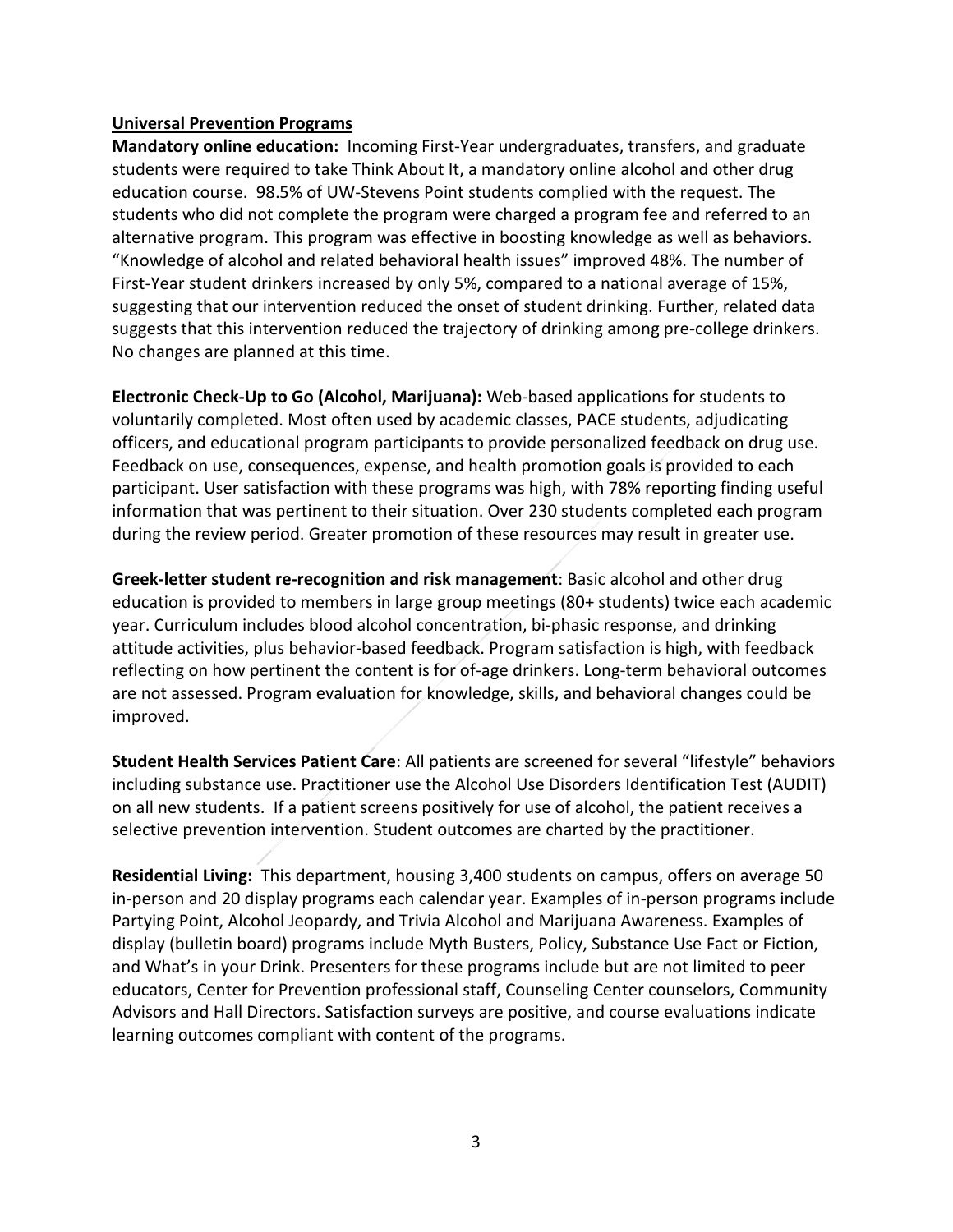**Universal Prevention Programs**

**Mandatory online education:** Incoming First-Year undergraduates, transfers, and graduate students were required to take Think About It, a mandatory online alcohol and other drug education course. 98.5% of UW-Stevens Point students complied with the request. The students who did not complete the program were charged a program fee and referred to an alternative program. This program was effective in boosting knowledge as well as behaviors. "Knowledge of alcohol and related behavioral health issues" improved 48%. The number of First-Year student drinkers increased by only 5%, compared to a national average of 15%, suggesting that our intervention reduced the onset of student drinking. Further, related data suggests that this intervention reduced the trajectory of drinking among pre-college drinkers. No changes are planned at this time.

**Electronic Check-Up to Go (Alcohol, Marijuana):** Web-based applications for students to voluntarily completed. Most often used by academic classes, PACE students, adjudicating officers, and educational program participants to provide personalized feedback on drug use. Feedback on use, consequences, expense, and health promotion goals is provided to each participant. User satisfaction with these programs was high, with 78% reporting finding useful information that was pertinent to their situation. Over 230 students completed each program during the review period. Greater promotion of these resources may result in greater use.

**Greek-letter student re-recognition and risk management**: Basic alcohol and other drug education is provided to members in large group meetings (80+ students) twice each academic year. Curriculum includes blood alcohol concentration, bi-phasic response, and drinking attitude activities, plus behavior-based feedback. Program satisfaction is high, with feedback reflecting on how pertinent the content is for of-age drinkers. Long-term behavioral outcomes are not assessed. Program evaluation for knowledge, skills, and behavioral changes could be improved.

**Student Health Services Patient Care**: All patients are screened for several "lifestyle" behaviors including substance use. Practitioner use the Alcohol Use Disorders Identification Test (AUDIT) on all new students. If a patient screens positively for use of alcohol, the patient receives a selective prevention intervention. Student outcomes are charted by the practitioner.

**Residential Living:** This department, housing 3,400 students on campus, offers on average 50 in-person and 20 display programs each calendar year. Examples of in-person programs include Partying Point, Alcohol Jeopardy, and Trivia Alcohol and Marijuana Awareness. Examples of display (bulletin board) programs include Myth Busters, Policy, Substance Use Fact or Fiction, and What's in your Drink. Presenters for these programs include but are not limited to peer educators, Center for Prevention professional staff, Counseling Center counselors, Community Advisors and Hall Directors. Satisfaction surveys are positive, and course evaluations indicate learning outcomes compliant with content of the programs.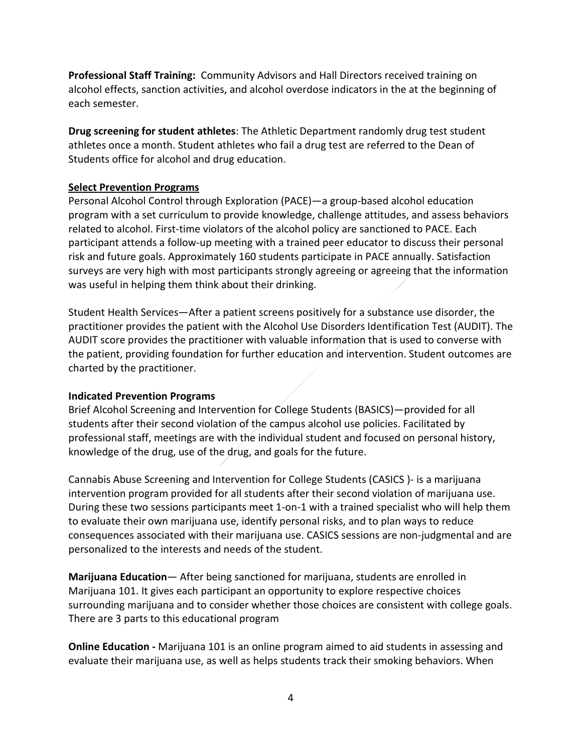**Professional Staff Training:** Community Advisors and Hall Directors received training on alcohol effects, sanction activities, and alcohol overdose indicators in the at the beginning of each semester.

**Drug screening for student athletes**: The Athletic Department randomly drug test student athletes once a month. Student athletes who fail a drug test are referred to the Dean of Students office for alcohol and drug education.

**Select Prevention Programs**

Personal Alcohol Control through Exploration (PACE)—a group-based alcohol education program with a set curriculum to provide knowledge, challenge attitudes, and assess behaviors related to alcohol. First-time violators of the alcohol policy are sanctioned to PACE. Each participant attends a follow-up meeting with a trained peer educator to discuss their personal risk and future goals. Approximately 160 students participate in PACE annually. Satisfaction surveys are very high with most participants strongly agreeing or agreeing that the information was useful in helping them think about their drinking.

Student Health Services—After a patient screens positively for a substance use disorder, the practitioner provides the patient with the Alcohol Use Disorders Identification Test (AUDIT). The AUDIT score provides the practitioner with valuable information that is used to converse with the patient, providing foundation for further education and intervention. Student outcomes are charted by the practitioner.

**Indicated Prevention Programs**

Brief Alcohol Screening and Intervention for College Students (BASICS)—provided for all students after their second violation of the campus alcohol use policies. Facilitated by professional staff, meetings are with the individual student and focused on personal history, knowledge of the drug, use of the drug, and goals for the future.

Cannabis Abuse Screening and Intervention for College Students (CASICS )- is a marijuana intervention program provided for all students after their second violation of marijuana use. During these two sessions participants meet 1-on-1 with a trained specialist who will help them to evaluate their own marijuana use, identify personal risks, and to plan ways to reduce consequences associated with their marijuana use. CASICS sessions are non-judgmental and are personalized to the interests and needs of the student.

**Marijuana Education**— After being sanctioned for marijuana, students are enrolled in Marijuana 101. It gives each participant an opportunity to explore respective choices surrounding marijuana and to consider whether those choices are consistent with college goals. There are 3 parts to this educational program

**Online Education -** Marijuana 101 is an online program aimed to aid students in assessing and evaluate their marijuana use, as well as helps students track their smoking behaviors. When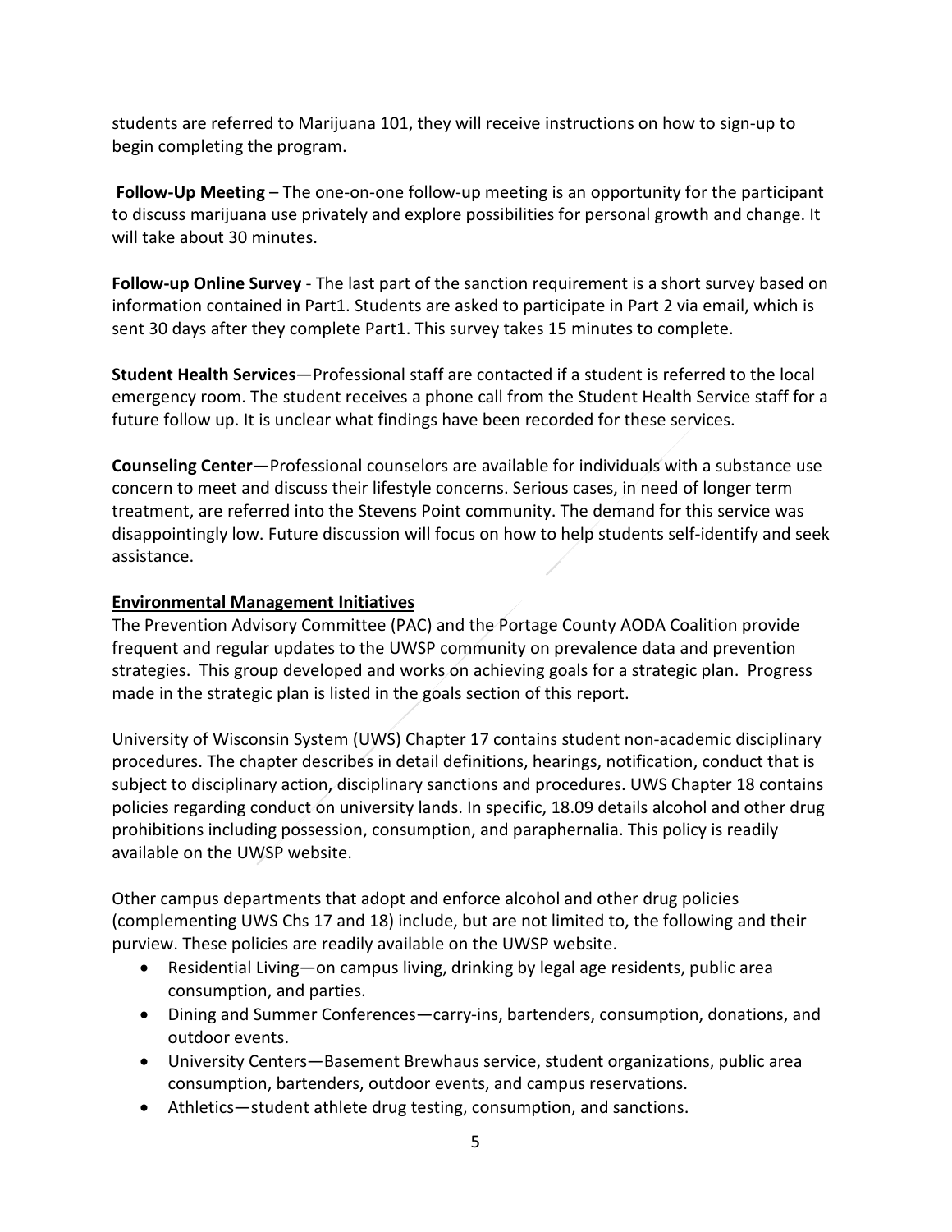students are referred to Marijuana 101, they will receive instructions on how to sign-up to begin completing the program.

**Follow-Up Meeting** – The one-on-one follow-up meeting is an opportunity for the participant to discuss marijuana use privately and explore possibilities for personal growth and change. It will take about 30 minutes.

**Follow-up Online Survey** - The last part of the sanction requirement is a short survey based on information contained in Part1. Students are asked to participate in Part 2 via email, which is sent 30 days after they complete Part1. This survey takes 15 minutes to complete.

**Student Health Services**—Professional staff are contacted if a student is referred to the local emergency room. The student receives a phone call from the Student Health Service staff for a future follow up. It is unclear what findings have been recorded for these services.

**Counseling Center**—Professional counselors are available for individuals with a substance use concern to meet and discuss their lifestyle concerns. Serious cases, in need of longer term treatment, are referred into the Stevens Point community. The demand for this service was disappointingly low. Future discussion will focus on how to help students self-identify and seek assistance.

**Environmental Management Initiatives**

The Prevention Advisory Committee (PAC) and the Portage County AODA Coalition provide frequent and regular updates to the UWSP community on prevalence data and prevention strategies. This group developed and works on achieving goals for a strategic plan. Progress made in the strategic plan is listed in the goals section of this report.

University of Wisconsin System (UWS) Chapter 17 contains student non-academic disciplinary procedures. The chapter describes in detail definitions, hearings, notification, conduct that is subject to disciplinary action, disciplinary sanctions and procedures. UWS Chapter 18 contains policies regarding conduct on university lands. In specific, 18.09 details alcohol and other drug prohibitions including possession, consumption, and paraphernalia. This policy is readily available on the UWSP website.

Other campus departments that adopt and enforce alcohol and other drug policies (complementing UWS Chs 17 and 18) include, but are not limited to, the following and their purview. These policies are readily available on the UWSP website.

- Residential Living—on campus living, drinking by legal age residents, public area consumption, and parties.
- Dining and Summer Conferences—carry-ins, bartenders, consumption, donations, and outdoor events.
- University Centers—Basement Brewhaus service, student organizations, public area consumption, bartenders, outdoor events, and campus reservations.
- Athletics—student athlete drug testing, consumption, and sanctions.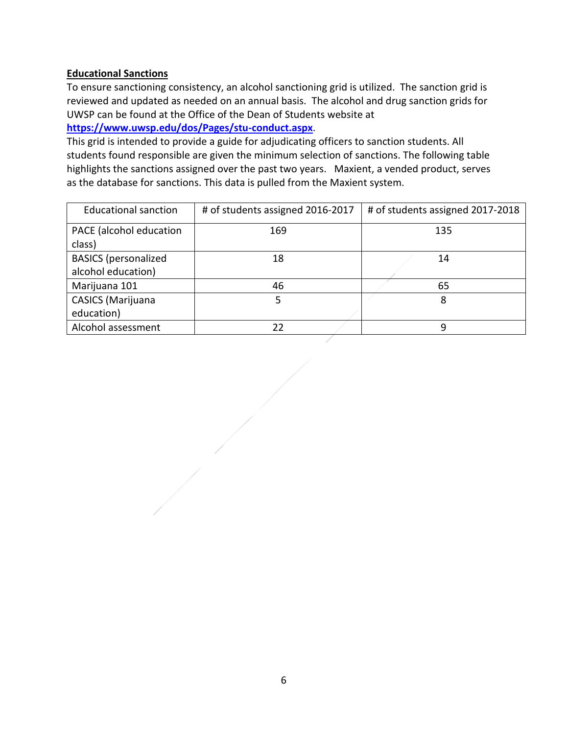**Educational Sanctions**

To ensure sanctioning consistency, an alcohol sanctioning grid is utilized. The sanction grid is reviewed and updated as needed on an annual basis. The alcohol and drug sanction grids for UWSP can be found at the Office of the Dean of Students website at **[https://www.uwsp.edu/dos/Pages/stu-conduct.aspx](https://www.uwsp.edu/dos/Pages/stu-conduct.aspx)**.
This grid is intended to provide a guide for adjudicating officers to sanction students. All students found responsible are given the minimum selection of sanctions. The following table highlights the sanctions assigned over the past two years. Maxient, a vended product, serves as the database for sanctions. This data is pulled from the Maxient system.

| Educational sanction | # of students assigned 2016-2017 | # of students assigned 2017-2018 |
|---|---|---|
| PACE (alcohol education class) | 169 | 135 |
| BASICS (personalized alcohol education) | 18 | 14 |
| Marijuana 101 | 46 | 65 |
| CASICS (Marijuana education) | 5 | 8 |
| Alcohol assessment | 22 | 9 |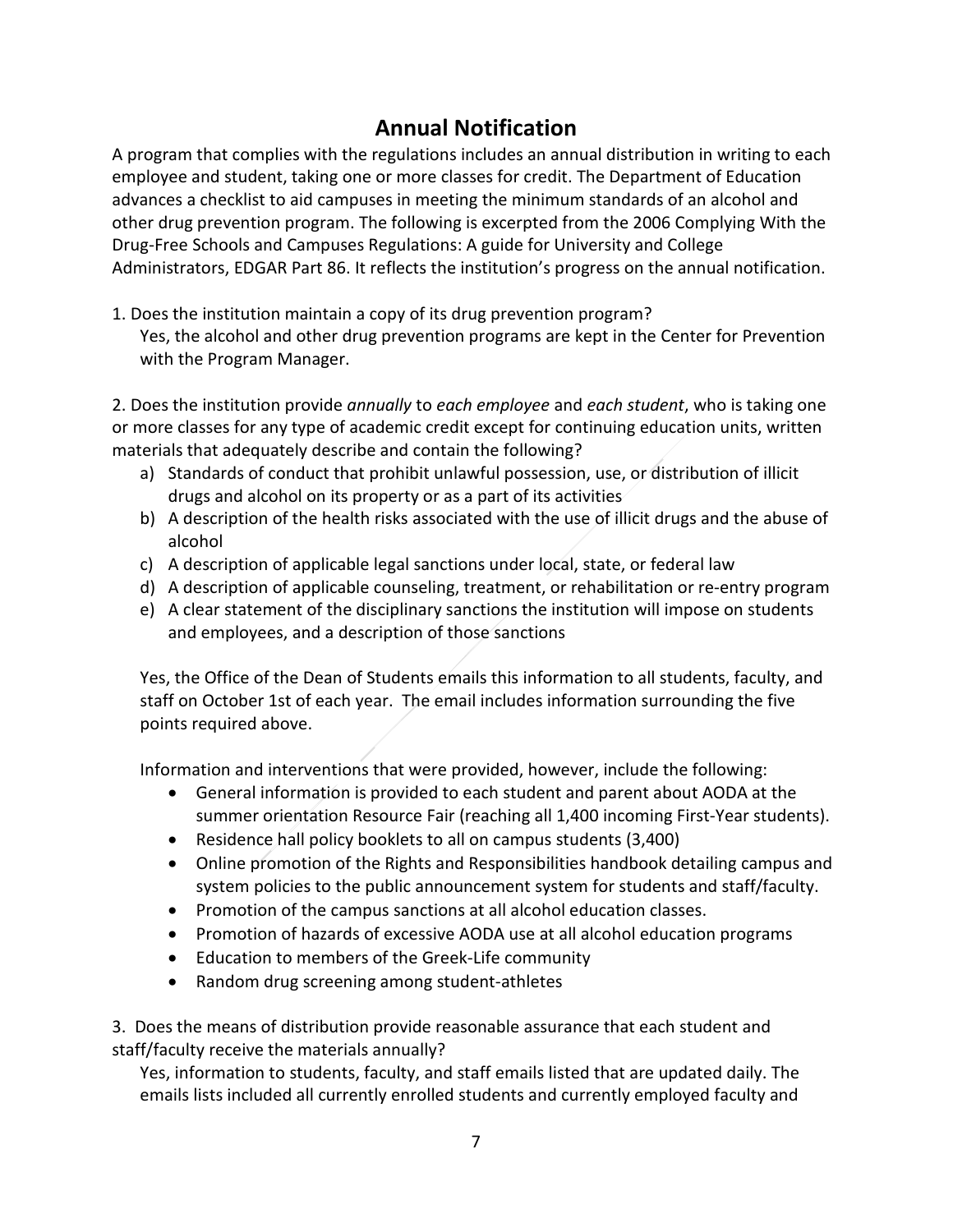## Annual Notification

A program that complies with the regulations includes an annual distribution in writing to each employee and student, taking one or more classes for credit. The Department of Education advances a checklist to aid campuses in meeting the minimum standards of an alcohol and other drug prevention program. The following is excerpted from the 2006 Complying With the Drug-Free Schools and Campuses Regulations: A guide for University and College Administrators, EDGAR Part 86. It reflects the institution's progress on the annual notification.

1. Does the institution maintain a copy of its drug prevention program?
   Yes, the alcohol and other drug prevention programs are kept in the Center for Prevention with the Program Manager.

2. Does the institution provide *annually* to *each employee* and *each student*, who is taking one or more classes for any type of academic credit except for continuing education units, written materials that adequately describe and contain the following?
   a) Standards of conduct that prohibit unlawful possession, use, or distribution of illicit drugs and alcohol on its property or as a part of its activities
   b) A description of the health risks associated with the use of illicit drugs and the abuse of alcohol
   c) A description of applicable legal sanctions under local, state, or federal law
   d) A description of applicable counseling, treatment, or rehabilitation or re-entry program
   e) A clear statement of the disciplinary sanctions the institution will impose on students and employees, and a description of those sanctions

   Yes, the Office of the Dean of Students emails this information to all students, faculty, and staff on October 1st of each year. The email includes information surrounding the five points required above.

   Information and interventions that were provided, however, include the following:
   - General information is provided to each student and parent about AODA at the summer orientation Resource Fair (reaching all 1,400 incoming First-Year students).
   - Residence hall policy booklets to all on campus students (3,400)
   - Online promotion of the Rights and Responsibilities handbook detailing campus and system policies to the public announcement system for students and staff/faculty.
   - Promotion of the campus sanctions at all alcohol education classes.
   - Promotion of hazards of excessive AODA use at all alcohol education programs
   - Education to members of the Greek-Life community
   - Random drug screening among student-athletes

3. Does the means of distribution provide reasonable assurance that each student and staff/faculty receive the materials annually?
   Yes, information to students, faculty, and staff emails listed that are updated daily. The emails lists included all currently enrolled students and currently employed faculty and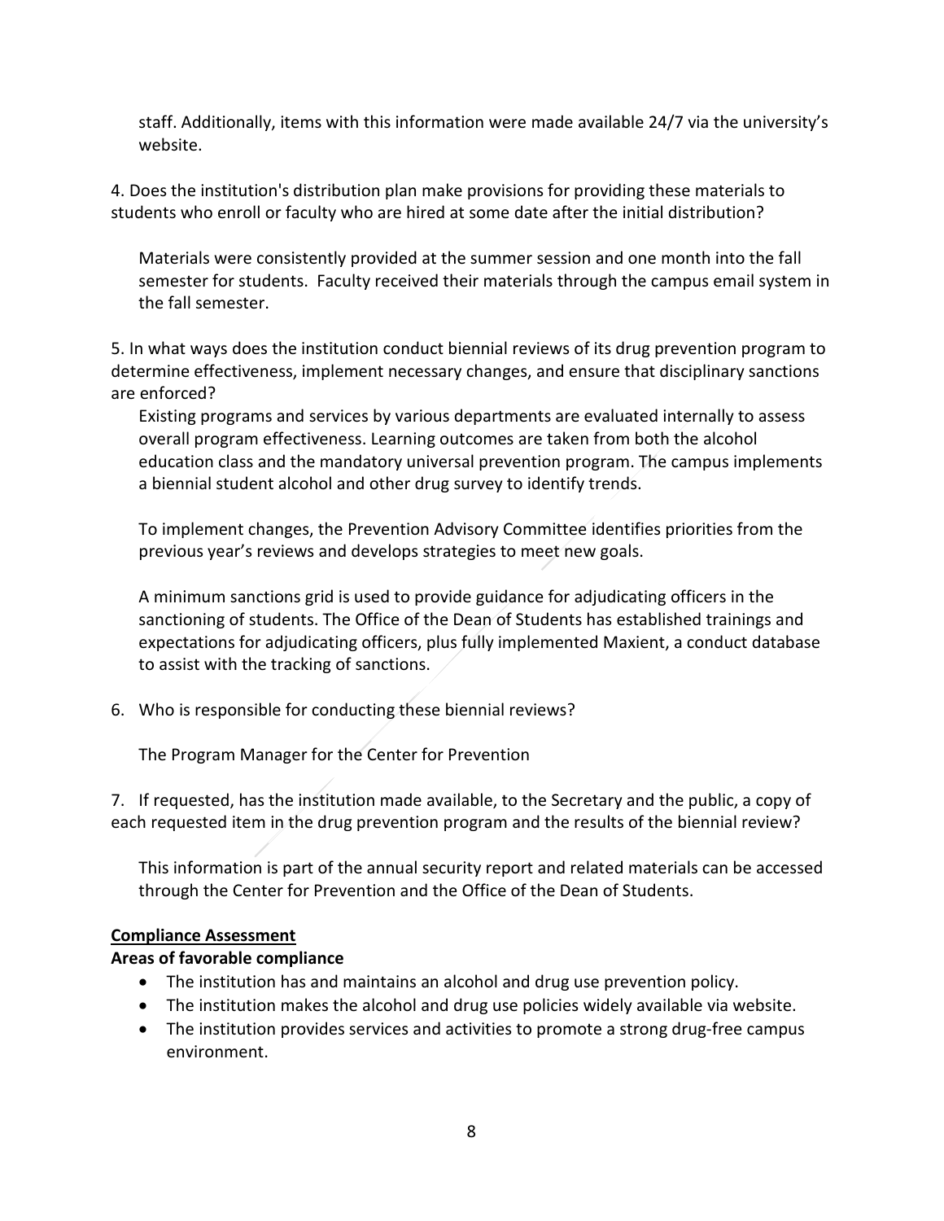staff. Additionally, items with this information were made available 24/7 via the university's website.

4. Does the institution's distribution plan make provisions for providing these materials to students who enroll or faculty who are hired at some date after the initial distribution?

Materials were consistently provided at the summer session and one month into the fall semester for students. Faculty received their materials through the campus email system in the fall semester.

5. In what ways does the institution conduct biennial reviews of its drug prevention program to determine effectiveness, implement necessary changes, and ensure that disciplinary sanctions are enforced?

Existing programs and services by various departments are evaluated internally to assess overall program effectiveness. Learning outcomes are taken from both the alcohol education class and the mandatory universal prevention program. The campus implements a biennial student alcohol and other drug survey to identify trends.

To implement changes, the Prevention Advisory Committee identifies priorities from the previous year's reviews and develops strategies to meet new goals.

A minimum sanctions grid is used to provide guidance for adjudicating officers in the sanctioning of students. The Office of the Dean of Students has established trainings and expectations for adjudicating officers, plus fully implemented Maxient, a conduct database to assist with the tracking of sanctions.

6. Who is responsible for conducting these biennial reviews?

The Program Manager for the Center for Prevention

7. If requested, has the institution made available, to the Secretary and the public, a copy of each requested item in the drug prevention program and the results of the biennial review?

This information is part of the annual security report and related materials can be accessed through the Center for Prevention and the Office of the Dean of Students.

<u>**Compliance Assessment**</u>

**Areas of favorable compliance**

- The institution has and maintains an alcohol and drug use prevention policy.
- The institution makes the alcohol and drug use policies widely available via website.
- The institution provides services and activities to promote a strong drug-free campus environment.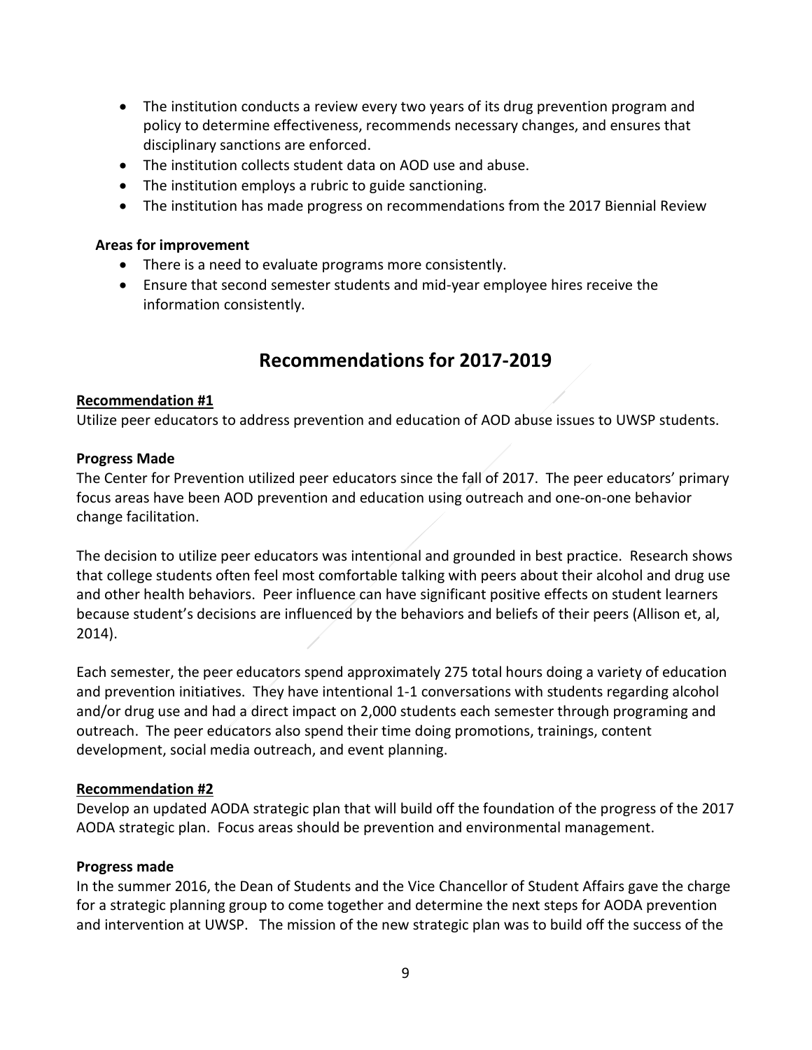- The institution conducts a review every two years of its drug prevention program and policy to determine effectiveness, recommends necessary changes, and ensures that disciplinary sanctions are enforced.
- The institution collects student data on AOD use and abuse.
- The institution employs a rubric to guide sanctioning.
- The institution has made progress on recommendations from the 2017 Biennial Review

**Areas for improvement**

- There is a need to evaluate programs more consistently.
- Ensure that second semester students and mid-year employee hires receive the information consistently.

## Recommendations for 2017-2019

**Recommendation #1**

Utilize peer educators to address prevention and education of AOD abuse issues to UWSP students.

**Progress Made**

The Center for Prevention utilized peer educators since the fall of 2017. The peer educators' primary focus areas have been AOD prevention and education using outreach and one-on-one behavior change facilitation.

The decision to utilize peer educators was intentional and grounded in best practice. Research shows that college students often feel most comfortable talking with peers about their alcohol and drug use and other health behaviors. Peer influence can have significant positive effects on student learners because student's decisions are influenced by the behaviors and beliefs of their peers (Allison et, al, 2014).

Each semester, the peer educators spend approximately 275 total hours doing a variety of education and prevention initiatives. They have intentional 1-1 conversations with students regarding alcohol and/or drug use and had a direct impact on 2,000 students each semester through programing and outreach. The peer educators also spend their time doing promotions, trainings, content development, social media outreach, and event planning.

**Recommendation #2**

Develop an updated AODA strategic plan that will build off the foundation of the progress of the 2017 AODA strategic plan. Focus areas should be prevention and environmental management.

**Progress made**

In the summer 2016, the Dean of Students and the Vice Chancellor of Student Affairs gave the charge for a strategic planning group to come together and determine the next steps for AODA prevention and intervention at UWSP. The mission of the new strategic plan was to build off the success of the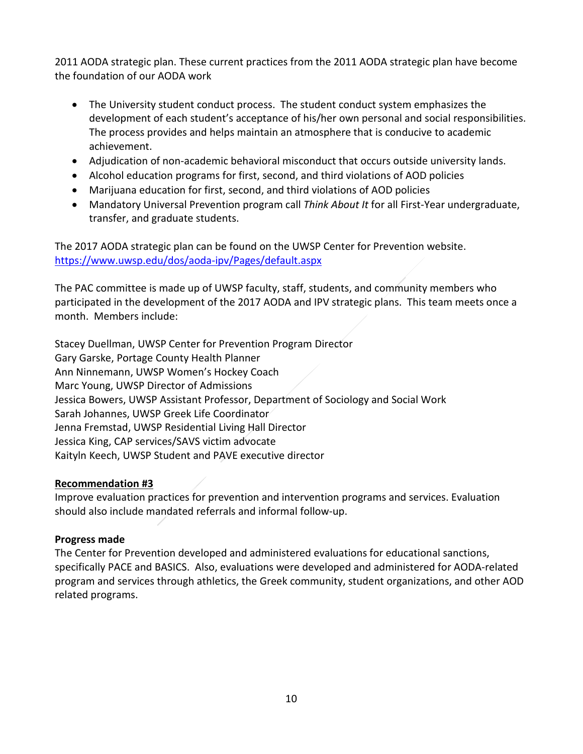2011 AODA strategic plan. These current practices from the 2011 AODA strategic plan have become the foundation of our AODA work

- The University student conduct process. The student conduct system emphasizes the development of each student's acceptance of his/her own personal and social responsibilities. The process provides and helps maintain an atmosphere that is conducive to academic achievement.
- Adjudication of non-academic behavioral misconduct that occurs outside university lands.
- Alcohol education programs for first, second, and third violations of AOD policies
- Marijuana education for first, second, and third violations of AOD policies
- Mandatory Universal Prevention program call *Think About It* for all First-Year undergraduate, transfer, and graduate students.

The 2017 AODA strategic plan can be found on the UWSP Center for Prevention website. https://www.uwsp.edu/dos/aoda-ipv/Pages/default.aspx

The PAC committee is made up of UWSP faculty, staff, students, and community members who participated in the development of the 2017 AODA and IPV strategic plans. This team meets once a month. Members include:

Stacey Duellman, UWSP Center for Prevention Program Director
Gary Garske, Portage County Health Planner
Ann Ninnemann, UWSP Women's Hockey Coach
Marc Young, UWSP Director of Admissions
Jessica Bowers, UWSP Assistant Professor, Department of Sociology and Social Work
Sarah Johannes, UWSP Greek Life Coordinator
Jenna Fremstad, UWSP Residential Living Hall Director
Jessica King, CAP services/SAVS victim advocate
Kaityln Keech, UWSP Student and PAVE executive director

**Recommendation #3**

Improve evaluation practices for prevention and intervention programs and services. Evaluation should also include mandated referrals and informal follow-up.

**Progress made**

The Center for Prevention developed and administered evaluations for educational sanctions, specifically PACE and BASICS. Also, evaluations were developed and administered for AODA-related program and services through athletics, the Greek community, student organizations, and other AOD related programs.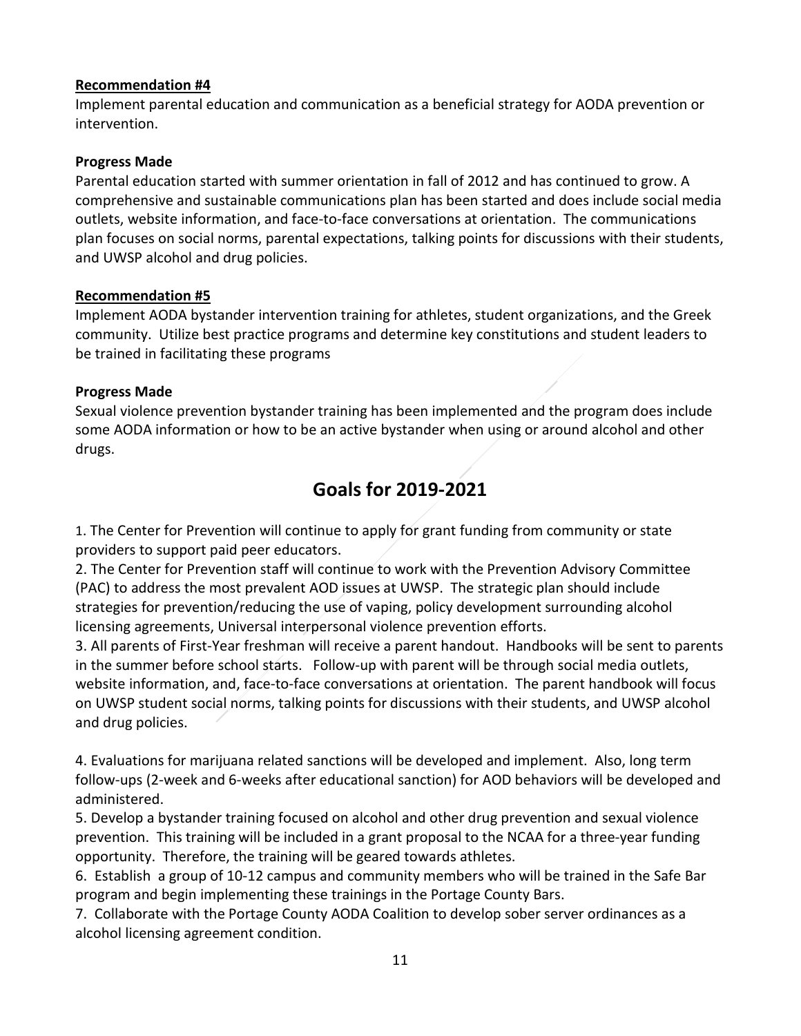**Recommendation #4**

Implement parental education and communication as a beneficial strategy for AODA prevention or intervention.

**Progress Made**

Parental education started with summer orientation in fall of 2012 and has continued to grow. A comprehensive and sustainable communications plan has been started and does include social media outlets, website information, and face-to-face conversations at orientation. The communications plan focuses on social norms, parental expectations, talking points for discussions with their students, and UWSP alcohol and drug policies.

**Recommendation #5**

Implement AODA bystander intervention training for athletes, student organizations, and the Greek community. Utilize best practice programs and determine key constitutions and student leaders to be trained in facilitating these programs

**Progress Made**

Sexual violence prevention bystander training has been implemented and the program does include some AODA information or how to be an active bystander when using or around alcohol and other drugs.

## Goals for 2019-2021

1. The Center for Prevention will continue to apply for grant funding from community or state providers to support paid peer educators.
2. The Center for Prevention staff will continue to work with the Prevention Advisory Committee (PAC) to address the most prevalent AOD issues at UWSP. The strategic plan should include strategies for prevention/reducing the use of vaping, policy development surrounding alcohol licensing agreements, Universal interpersonal violence prevention efforts.
3. All parents of First-Year freshman will receive a parent handout. Handbooks will be sent to parents in the summer before school starts. Follow-up with parent will be through social media outlets, website information, and, face-to-face conversations at orientation. The parent handbook will focus on UWSP student social norms, talking points for discussions with their students, and UWSP alcohol and drug policies.

4. Evaluations for marijuana related sanctions will be developed and implement. Also, long term follow-ups (2-week and 6-weeks after educational sanction) for AOD behaviors will be developed and administered.
5. Develop a bystander training focused on alcohol and other drug prevention and sexual violence prevention. This training will be included in a grant proposal to the NCAA for a three-year funding opportunity. Therefore, the training will be geared towards athletes.
6. Establish a group of 10-12 campus and community members who will be trained in the Safe Bar program and begin implementing these trainings in the Portage County Bars.
7. Collaborate with the Portage County AODA Coalition to develop sober server ordinances as a alcohol licensing agreement condition.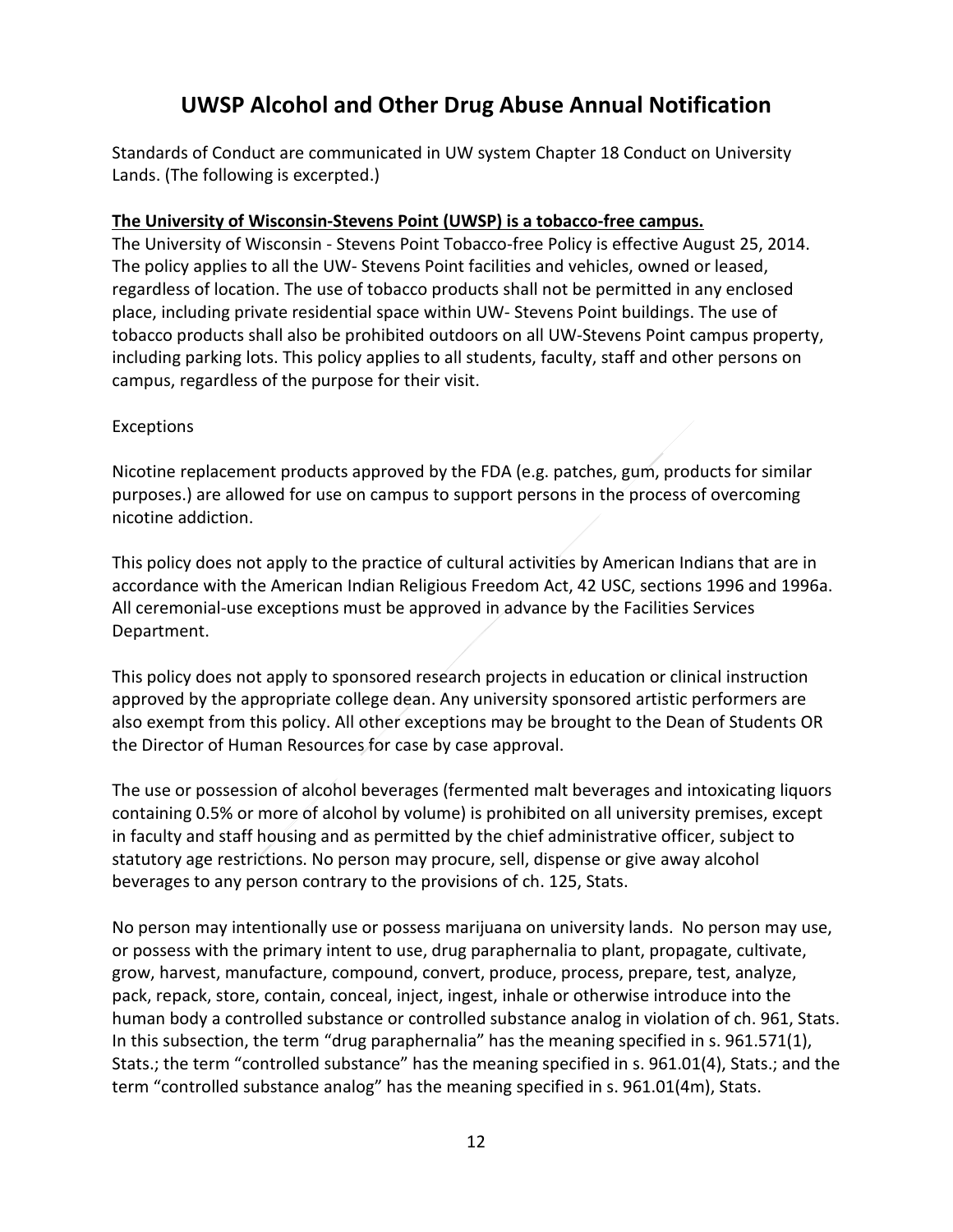# UWSP Alcohol and Other Drug Abuse Annual Notification

Standards of Conduct are communicated in UW system Chapter 18 Conduct on University Lands. (The following is excerpted.)

**The University of Wisconsin-Stevens Point (UWSP) is a tobacco-free campus.**

The University of Wisconsin - Stevens Point Tobacco-free Policy is effective August 25, 2014. The policy applies to all the UW- Stevens Point facilities and vehicles, owned or leased, regardless of location. The use of tobacco products shall not be permitted in any enclosed place, including private residential space within UW- Stevens Point buildings. The use of tobacco products shall also be prohibited outdoors on all UW-Stevens Point campus property, including parking lots. This policy applies to all students, faculty, staff and other persons on campus, regardless of the purpose for their visit.

Exceptions

Nicotine replacement products approved by the FDA (e.g. patches, gum, products for similar purposes.) are allowed for use on campus to support persons in the process of overcoming nicotine addiction.

This policy does not apply to the practice of cultural activities by American Indians that are in accordance with the American Indian Religious Freedom Act, 42 USC, sections 1996 and 1996a. All ceremonial-use exceptions must be approved in advance by the Facilities Services Department.

This policy does not apply to sponsored research projects in education or clinical instruction approved by the appropriate college dean. Any university sponsored artistic performers are also exempt from this policy. All other exceptions may be brought to the Dean of Students OR the Director of Human Resources for case by case approval.

The use or possession of alcohol beverages (fermented malt beverages and intoxicating liquors containing 0.5% or more of alcohol by volume) is prohibited on all university premises, except in faculty and staff housing and as permitted by the chief administrative officer, subject to statutory age restrictions. No person may procure, sell, dispense or give away alcohol beverages to any person contrary to the provisions of ch. 125, Stats.

No person may intentionally use or possess marijuana on university lands. No person may use, or possess with the primary intent to use, drug paraphernalia to plant, propagate, cultivate, grow, harvest, manufacture, compound, convert, produce, process, prepare, test, analyze, pack, repack, store, contain, conceal, inject, ingest, inhale or otherwise introduce into the human body a controlled substance or controlled substance analog in violation of ch. 961, Stats. In this subsection, the term "drug paraphernalia" has the meaning specified in s. 961.571(1), Stats.; the term "controlled substance" has the meaning specified in s. 961.01(4), Stats.; and the term "controlled substance analog" has the meaning specified in s. 961.01(4m), Stats.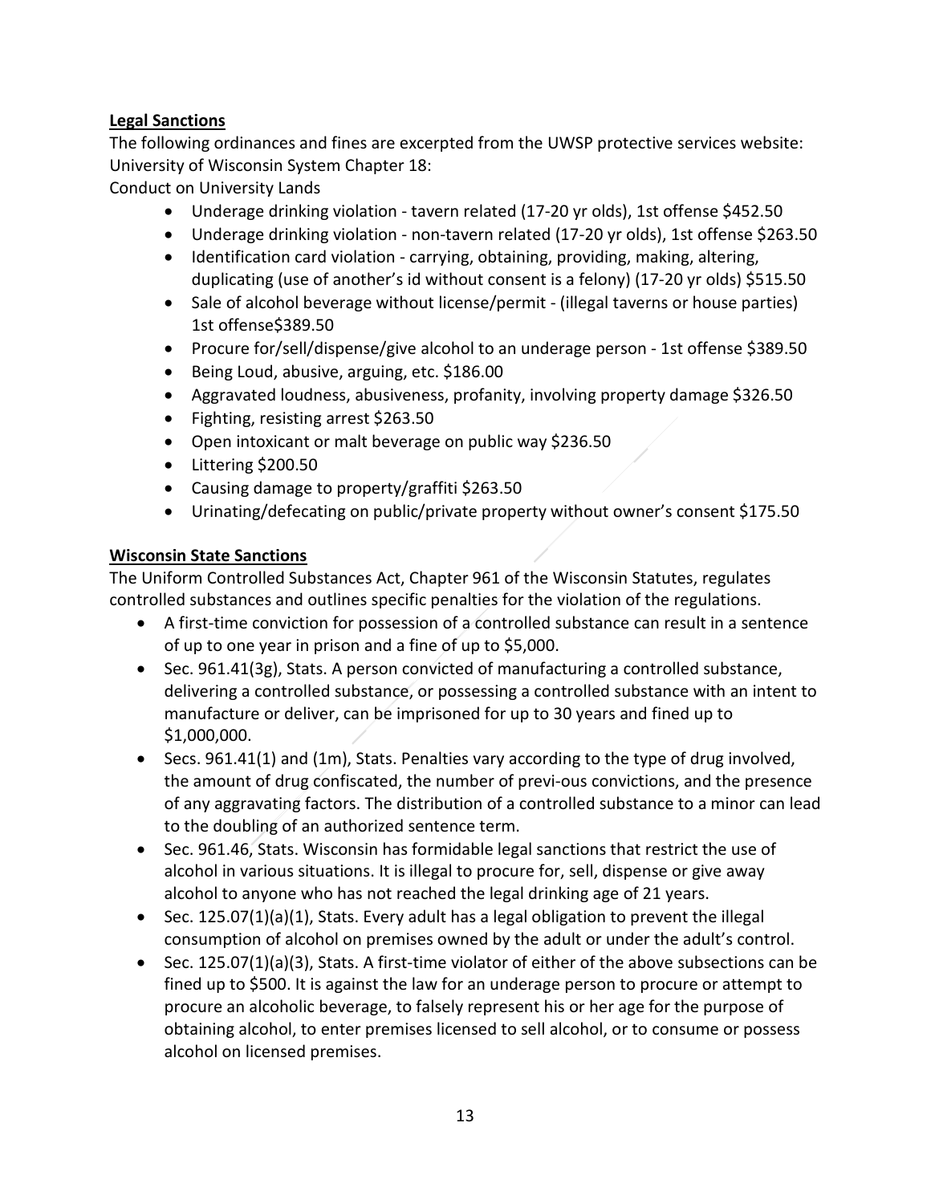**Legal Sanctions**

The following ordinances and fines are excerpted from the UWSP protective services website: University of Wisconsin System Chapter 18:
Conduct on University Lands

- Underage drinking violation - tavern related (17-20 yr olds), 1st offense $452.50
- Underage drinking violation - non-tavern related (17-20 yr olds), 1st offense $263.50
- Identification card violation - carrying, obtaining, providing, making, altering, duplicating (use of another's id without consent is a felony) (17-20 yr olds) $515.50
- Sale of alcohol beverage without license/permit - (illegal taverns or house parties) 1st offense$389.50
- Procure for/sell/dispense/give alcohol to an underage person - 1st offense $389.50
- Being Loud, abusive, arguing, etc. $186.00
- Aggravated loudness, abusiveness, profanity, involving property damage $326.50
- Fighting, resisting arrest $263.50
- Open intoxicant or malt beverage on public way $236.50
- Littering $200.50
- Causing damage to property/graffiti $263.50
- Urinating/defecating on public/private property without owner's consent $175.50

**Wisconsin State Sanctions**

The Uniform Controlled Substances Act, Chapter 961 of the Wisconsin Statutes, regulates controlled substances and outlines specific penalties for the violation of the regulations.

- A first-time conviction for possession of a controlled substance can result in a sentence of up to one year in prison and a fine of up to $5,000.
- Sec. 961.41(3g), Stats. A person convicted of manufacturing a controlled substance, delivering a controlled substance, or possessing a controlled substance with an intent to manufacture or deliver, can be imprisoned for up to 30 years and fined up to $1,000,000.
- Secs. 961.41(1) and (1m), Stats. Penalties vary according to the type of drug involved, the amount of drug confiscated, the number of previ-ous convictions, and the presence of any aggravating factors. The distribution of a controlled substance to a minor can lead to the doubling of an authorized sentence term.
- Sec. 961.46, Stats. Wisconsin has formidable legal sanctions that restrict the use of alcohol in various situations. It is illegal to procure for, sell, dispense or give away alcohol to anyone who has not reached the legal drinking age of 21 years.
- Sec. 125.07(1)(a)(1), Stats. Every adult has a legal obligation to prevent the illegal consumption of alcohol on premises owned by the adult or under the adult's control.
- Sec. 125.07(1)(a)(3), Stats. A first-time violator of either of the above subsections can be fined up to $500. It is against the law for an underage person to procure or attempt to procure an alcoholic beverage, to falsely represent his or her age for the purpose of obtaining alcohol, to enter premises licensed to sell alcohol, or to consume or possess alcohol on licensed premises.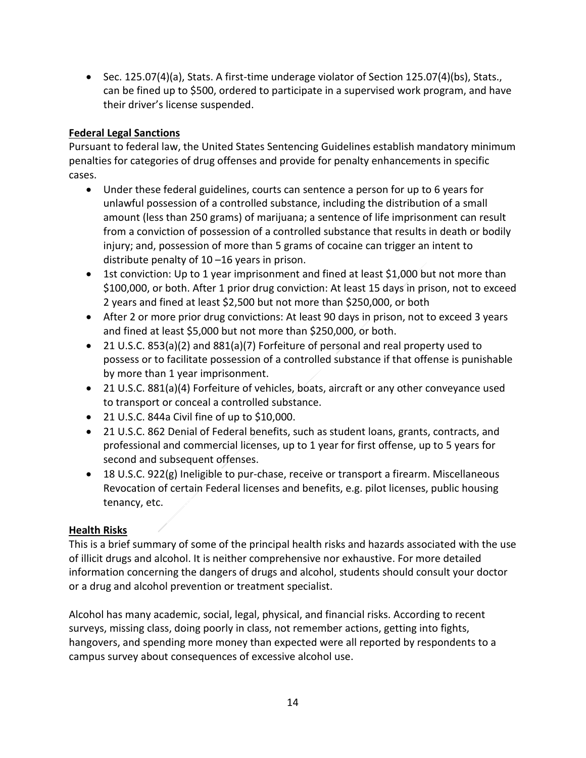- Sec. 125.07(4)(a), Stats. A first-time underage violator of Section 125.07(4)(bs), Stats., can be fined up to $500, ordered to participate in a supervised work program, and have their driver's license suspended.

**Federal Legal Sanctions**

Pursuant to federal law, the United States Sentencing Guidelines establish mandatory minimum penalties for categories of drug offenses and provide for penalty enhancements in specific cases.

- Under these federal guidelines, courts can sentence a person for up to 6 years for unlawful possession of a controlled substance, including the distribution of a small amount (less than 250 grams) of marijuana; a sentence of life imprisonment can result from a conviction of possession of a controlled substance that results in death or bodily injury; and, possession of more than 5 grams of cocaine can trigger an intent to distribute penalty of 10 –16 years in prison.
- 1st conviction: Up to 1 year imprisonment and fined at least $1,000 but not more than $100,000, or both. After 1 prior drug conviction: At least 15 days in prison, not to exceed 2 years and fined at least $2,500 but not more than $250,000, or both
- After 2 or more prior drug convictions: At least 90 days in prison, not to exceed 3 years and fined at least $5,000 but not more than $250,000, or both.
- 21 U.S.C. 853(a)(2) and 881(a)(7) Forfeiture of personal and real property used to possess or to facilitate possession of a controlled substance if that offense is punishable by more than 1 year imprisonment.
- 21 U.S.C. 881(a)(4) Forfeiture of vehicles, boats, aircraft or any other conveyance used to transport or conceal a controlled substance.
- 21 U.S.C. 844a Civil fine of up to $10,000.
- 21 U.S.C. 862 Denial of Federal benefits, such as student loans, grants, contracts, and professional and commercial licenses, up to 1 year for first offense, up to 5 years for second and subsequent offenses.
- 18 U.S.C. 922(g) Ineligible to pur-chase, receive or transport a firearm. Miscellaneous Revocation of certain Federal licenses and benefits, e.g. pilot licenses, public housing tenancy, etc.

**Health Risks**

This is a brief summary of some of the principal health risks and hazards associated with the use of illicit drugs and alcohol. It is neither comprehensive nor exhaustive. For more detailed information concerning the dangers of drugs and alcohol, students should consult your doctor or a drug and alcohol prevention or treatment specialist.

Alcohol has many academic, social, legal, physical, and financial risks. According to recent surveys, missing class, doing poorly in class, not remember actions, getting into fights, hangovers, and spending more money than expected were all reported by respondents to a campus survey about consequences of excessive alcohol use.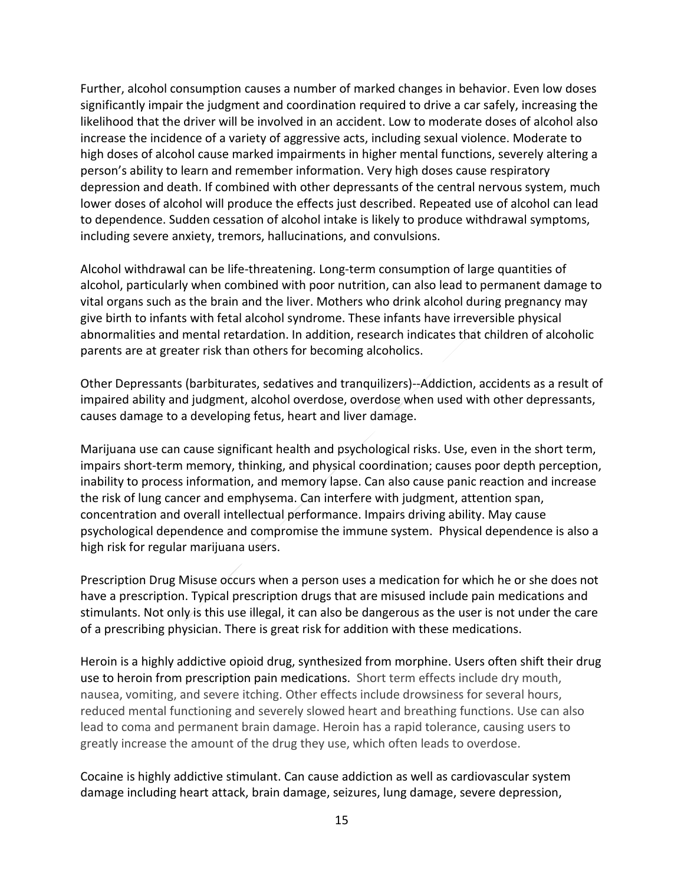Further, alcohol consumption causes a number of marked changes in behavior. Even low doses significantly impair the judgment and coordination required to drive a car safely, increasing the likelihood that the driver will be involved in an accident. Low to moderate doses of alcohol also increase the incidence of a variety of aggressive acts, including sexual violence. Moderate to high doses of alcohol cause marked impairments in higher mental functions, severely altering a person's ability to learn and remember information. Very high doses cause respiratory depression and death. If combined with other depressants of the central nervous system, much lower doses of alcohol will produce the effects just described. Repeated use of alcohol can lead to dependence. Sudden cessation of alcohol intake is likely to produce withdrawal symptoms, including severe anxiety, tremors, hallucinations, and convulsions.

Alcohol withdrawal can be life-threatening. Long-term consumption of large quantities of alcohol, particularly when combined with poor nutrition, can also lead to permanent damage to vital organs such as the brain and the liver. Mothers who drink alcohol during pregnancy may give birth to infants with fetal alcohol syndrome. These infants have irreversible physical abnormalities and mental retardation. In addition, research indicates that children of alcoholic parents are at greater risk than others for becoming alcoholics.

Other Depressants (barbiturates, sedatives and tranquilizers)--Addiction, accidents as a result of impaired ability and judgment, alcohol overdose, overdose when used with other depressants, causes damage to a developing fetus, heart and liver damage.

Marijuana use can cause significant health and psychological risks. Use, even in the short term, impairs short-term memory, thinking, and physical coordination; causes poor depth perception, inability to process information, and memory lapse. Can also cause panic reaction and increase the risk of lung cancer and emphysema. Can interfere with judgment, attention span, concentration and overall intellectual performance. Impairs driving ability. May cause psychological dependence and compromise the immune system. Physical dependence is also a high risk for regular marijuana users.

Prescription Drug Misuse occurs when a person uses a medication for which he or she does not have a prescription. Typical prescription drugs that are misused include pain medications and stimulants. Not only is this use illegal, it can also be dangerous as the user is not under the care of a prescribing physician. There is great risk for addition with these medications.

Heroin is a highly addictive opioid drug, synthesized from morphine. Users often shift their drug use to heroin from prescription pain medications. Short term effects include dry mouth, nausea, vomiting, and severe itching. Other effects include drowsiness for several hours, reduced mental functioning and severely slowed heart and breathing functions. Use can also lead to coma and permanent brain damage. Heroin has a rapid tolerance, causing users to greatly increase the amount of the drug they use, which often leads to overdose.

Cocaine is highly addictive stimulant. Can cause addiction as well as cardiovascular system damage including heart attack, brain damage, seizures, lung damage, severe depression,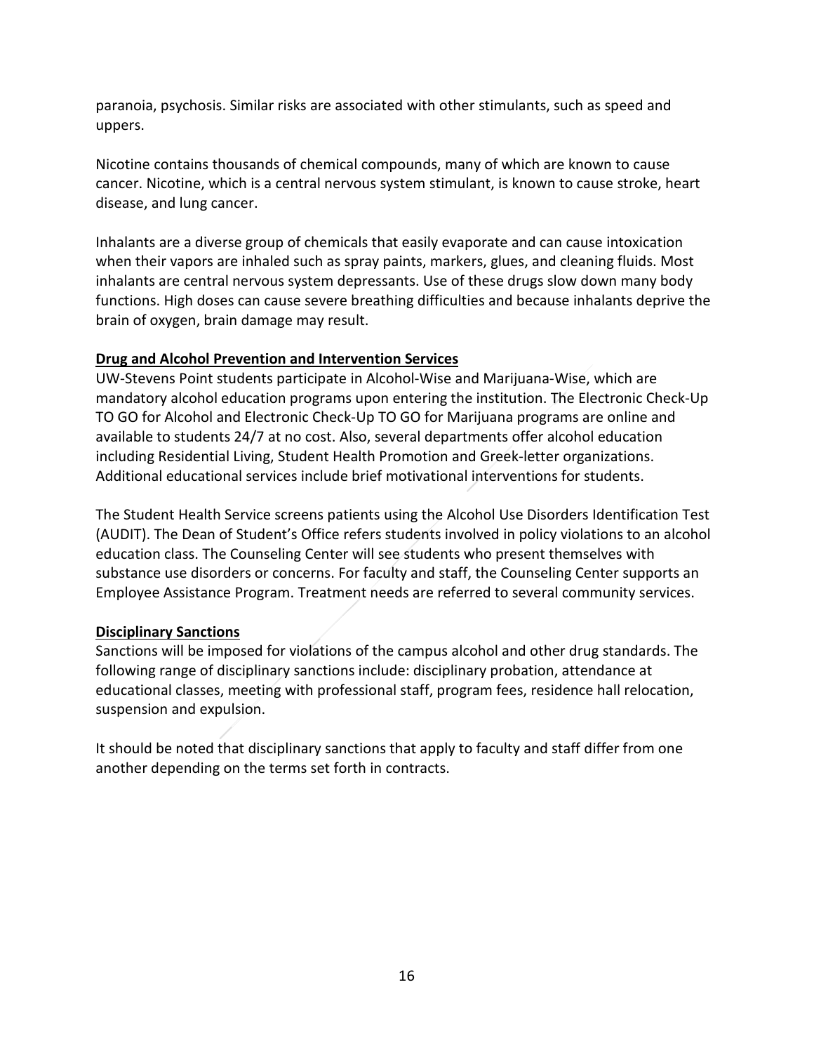paranoia, psychosis. Similar risks are associated with other stimulants, such as speed and uppers.

Nicotine contains thousands of chemical compounds, many of which are known to cause cancer. Nicotine, which is a central nervous system stimulant, is known to cause stroke, heart disease, and lung cancer.

Inhalants are a diverse group of chemicals that easily evaporate and can cause intoxication when their vapors are inhaled such as spray paints, markers, glues, and cleaning fluids. Most inhalants are central nervous system depressants. Use of these drugs slow down many body functions. High doses can cause severe breathing difficulties and because inhalants deprive the brain of oxygen, brain damage may result.

**Drug and Alcohol Prevention and Intervention Services**

UW-Stevens Point students participate in Alcohol-Wise and Marijuana-Wise, which are mandatory alcohol education programs upon entering the institution. The Electronic Check-Up TO GO for Alcohol and Electronic Check-Up TO GO for Marijuana programs are online and available to students 24/7 at no cost. Also, several departments offer alcohol education including Residential Living, Student Health Promotion and Greek-letter organizations. Additional educational services include brief motivational interventions for students.

The Student Health Service screens patients using the Alcohol Use Disorders Identification Test (AUDIT). The Dean of Student's Office refers students involved in policy violations to an alcohol education class. The Counseling Center will see students who present themselves with substance use disorders or concerns. For faculty and staff, the Counseling Center supports an Employee Assistance Program. Treatment needs are referred to several community services.

**Disciplinary Sanctions**

Sanctions will be imposed for violations of the campus alcohol and other drug standards. The following range of disciplinary sanctions include: disciplinary probation, attendance at educational classes, meeting with professional staff, program fees, residence hall relocation, suspension and expulsion.

It should be noted that disciplinary sanctions that apply to faculty and staff differ from one another depending on the terms set forth in contracts.